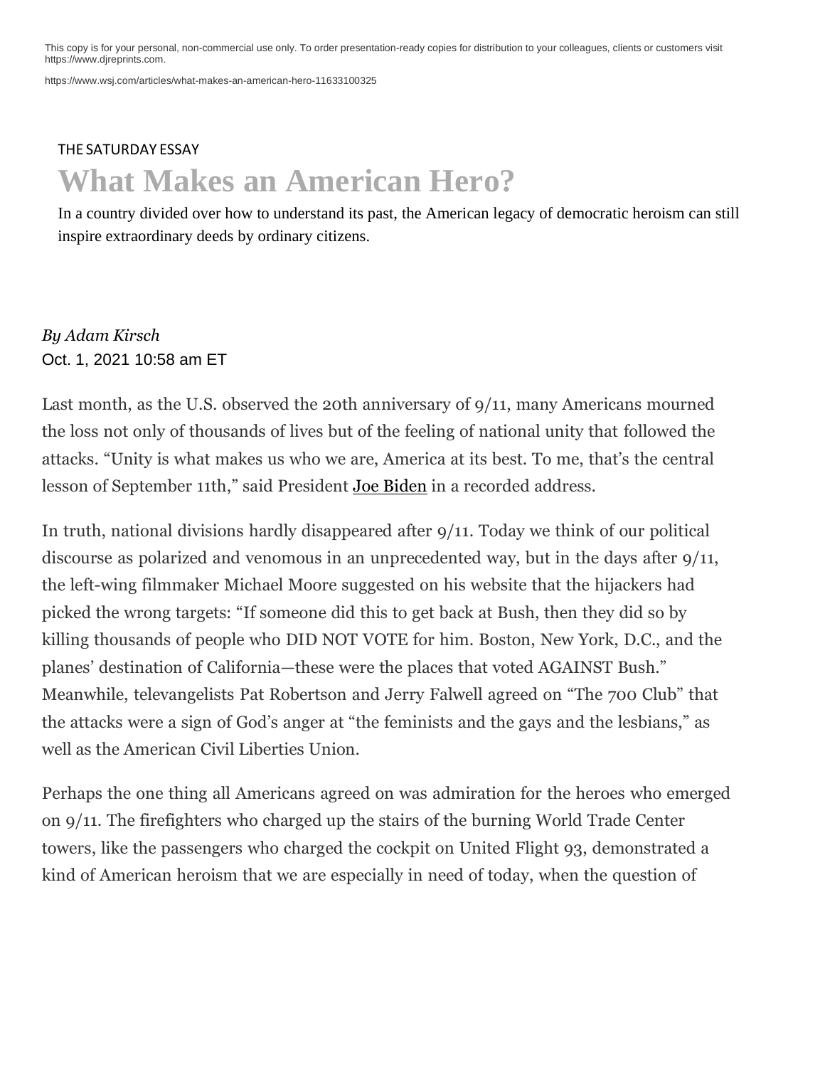This copy is for your personal, non-commercial use only. To order presentation-ready copies for distribution to your colleagues, clients or customers visit https://www.djreprints.com.

https://www.wsj.com/articles/what-makes-an-american-hero-11633100325

THE SATURDAY ESSAY

# What Makes an American Hero?

In a country divided over how to understand its past, the American legacy of democratic heroism can still inspire extraordinary deeds by ordinary citizens.

*By Adam Kirsch*

Oct. 1, 2021 10:58 am ET

Last month, as the U.S. observed the 20th anniversary of 9/11, many Americans mourned the loss not only of thousands of lives but of the feeling of national unity that followed the attacks. "Unity is what makes us who we are, America at its best. To me, that's the central lesson of September 11th," said President Joe Biden in a recorded address.

In truth, national divisions hardly disappeared after 9/11. Today we think of our political discourse as polarized and venomous in an unprecedented way, but in the days after 9/11, the left-wing filmmaker Michael Moore suggested on his website that the hijackers had picked the wrong targets: "If someone did this to get back at Bush, then they did so by killing thousands of people who DID NOT VOTE for him. Boston, New York, D.C., and the planes' destination of California—these were the places that voted AGAINST Bush." Meanwhile, televangelists Pat Robertson and Jerry Falwell agreed on "The 700 Club" that the attacks were a sign of God's anger at "the feminists and the gays and the lesbians," as well as the American Civil Liberties Union.

Perhaps the one thing all Americans agreed on was admiration for the heroes who emerged on 9/11. The firefighters who charged up the stairs of the burning World Trade Center towers, like the passengers who charged the cockpit on United Flight 93, demonstrated a kind of American heroism that we are especially in need of today, when the question of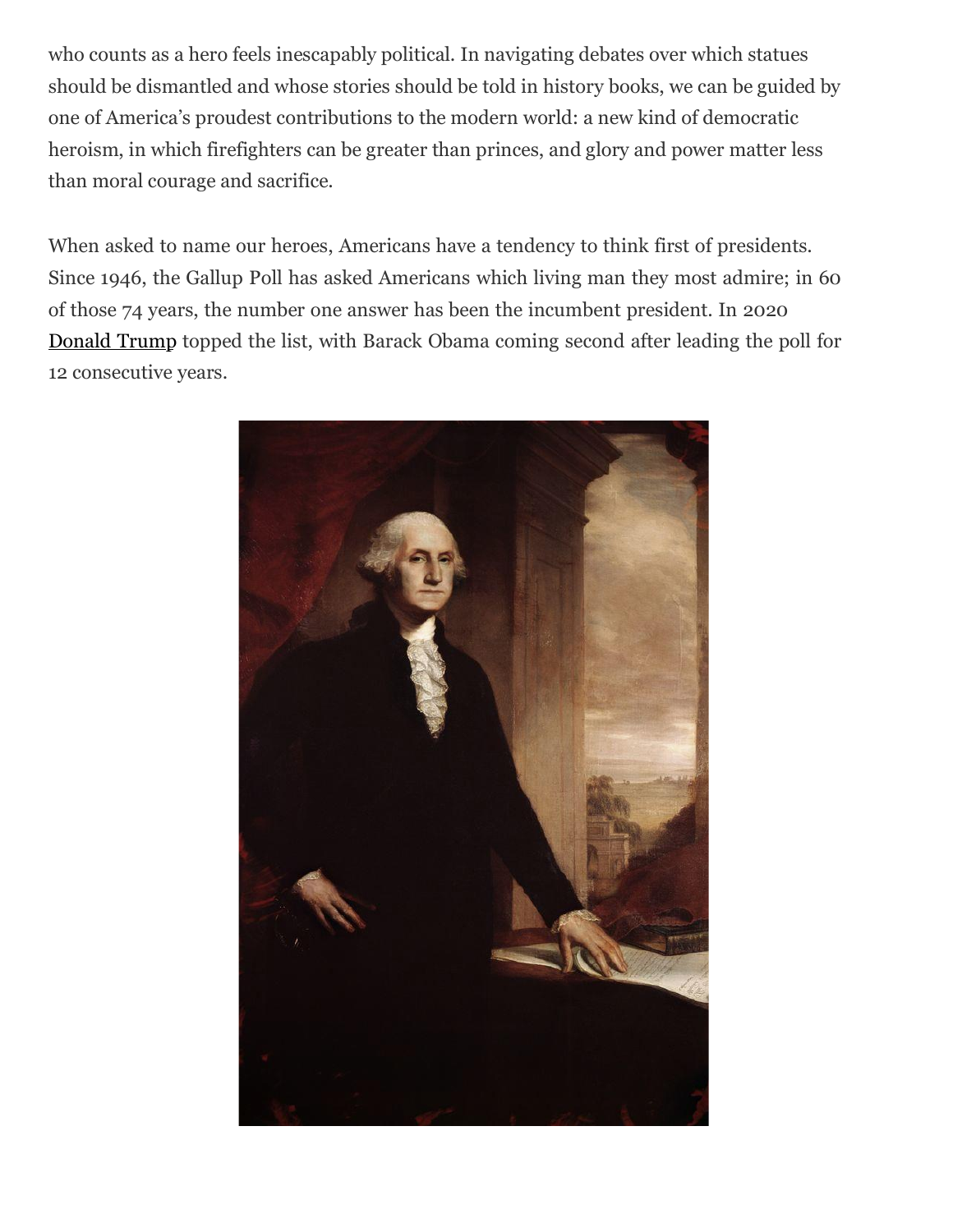who counts as a hero feels inescapably political. In navigating debates over which statues should be dismantled and whose stories should be told in history books, we can be guided by one of America's proudest contributions to the modern world: a new kind of democratic heroism, in which firefighters can be greater than princes, and glory and power matter less than moral courage and sacrifice.

When asked to name our heroes, Americans have a tendency to think first of presidents. Since 1946, the Gallup Poll has asked Americans which living man they most admire; in 60 of those 74 years, the number one answer has been the incumbent president. In 2020 Donald Trump topped the list, with Barack Obama coming second after leading the poll for 12 consecutive years.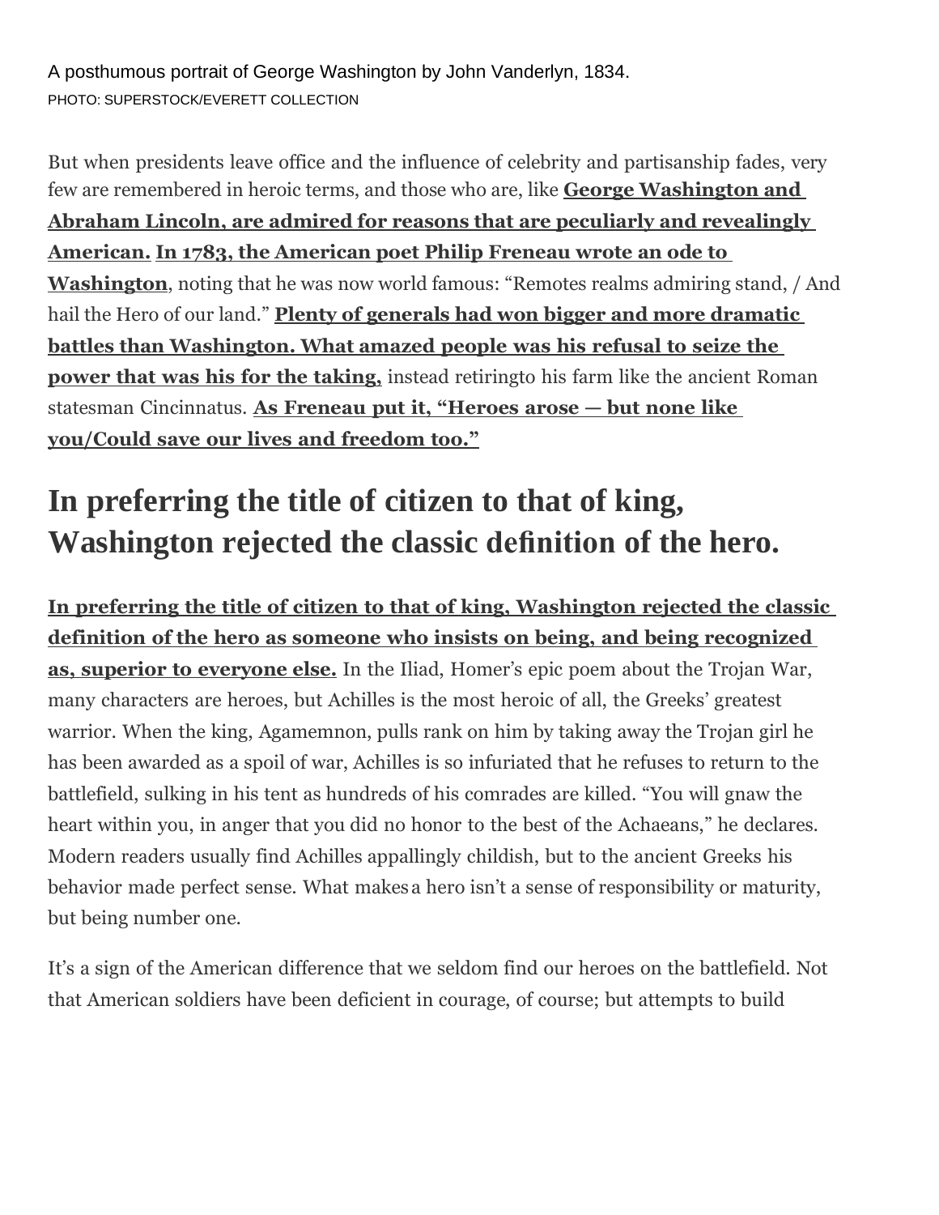A posthumous portrait of George Washington by John Vanderlyn, 1834.
PHOTO: SUPERSTOCK/EVERETT COLLECTION

But when presidents leave office and the influence of celebrity and partisanship fades, very few are remembered in heroic terms, and those who are, like **George Washington and Abraham Lincoln, are admired for reasons that are peculiarly and revealingly American.** **In 1783, the American poet Philip Freneau wrote an ode to Washington**, noting that he was now world famous: "Remotes realms admiring stand, / And hail the Hero of our land." **Plenty of generals had won bigger and more dramatic battles than Washington. What amazed people was his refusal to seize the power that was his for the taking,** instead retiringto his farm like the ancient Roman statesman Cincinnatus. **As Freneau put it, "Heroes arose — but none like you/Could save our lives and freedom too."**

## In preferring the title of citizen to that of king, Washington rejected the classic definition of the hero.

**In preferring the title of citizen to that of king, Washington rejected the classic definition of the hero as someone who insists on being, and being recognized as, superior to everyone else.** In the Iliad, Homer's epic poem about the Trojan War, many characters are heroes, but Achilles is the most heroic of all, the Greeks' greatest warrior. When the king, Agamemnon, pulls rank on him by taking away the Trojan girl he has been awarded as a spoil of war, Achilles is so infuriated that he refuses to return to the battlefield, sulking in his tent as hundreds of his comrades are killed. "You will gnaw the heart within you, in anger that you did no honor to the best of the Achaeans," he declares. Modern readers usually find Achilles appallingly childish, but to the ancient Greeks his behavior made perfect sense. What makes a hero isn't a sense of responsibility or maturity, but being number one.

It's a sign of the American difference that we seldom find our heroes on the battlefield. Not that American soldiers have been deficient in courage, of course; but attempts to build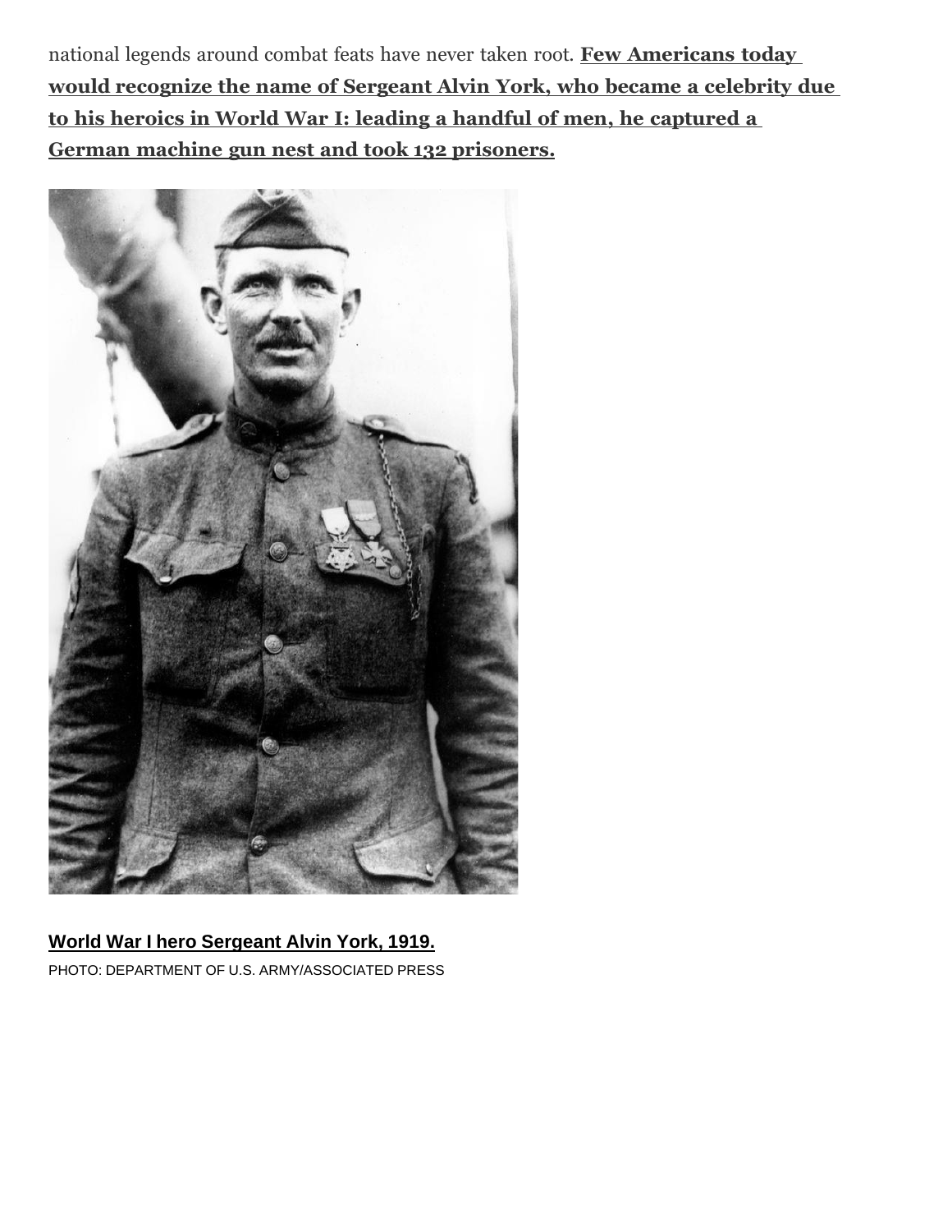national legends around combat feats have never taken root. **Few Americans today would recognize the name of Sergeant Alvin York, who became a celebrity due to his heroics in World War I: leading a handful of men, he captured a German machine gun nest and took 132 prisoners.**

**World War I hero Sergeant Alvin York, 1919.**

PHOTO: DEPARTMENT OF U.S. ARMY/ASSOCIATED PRESS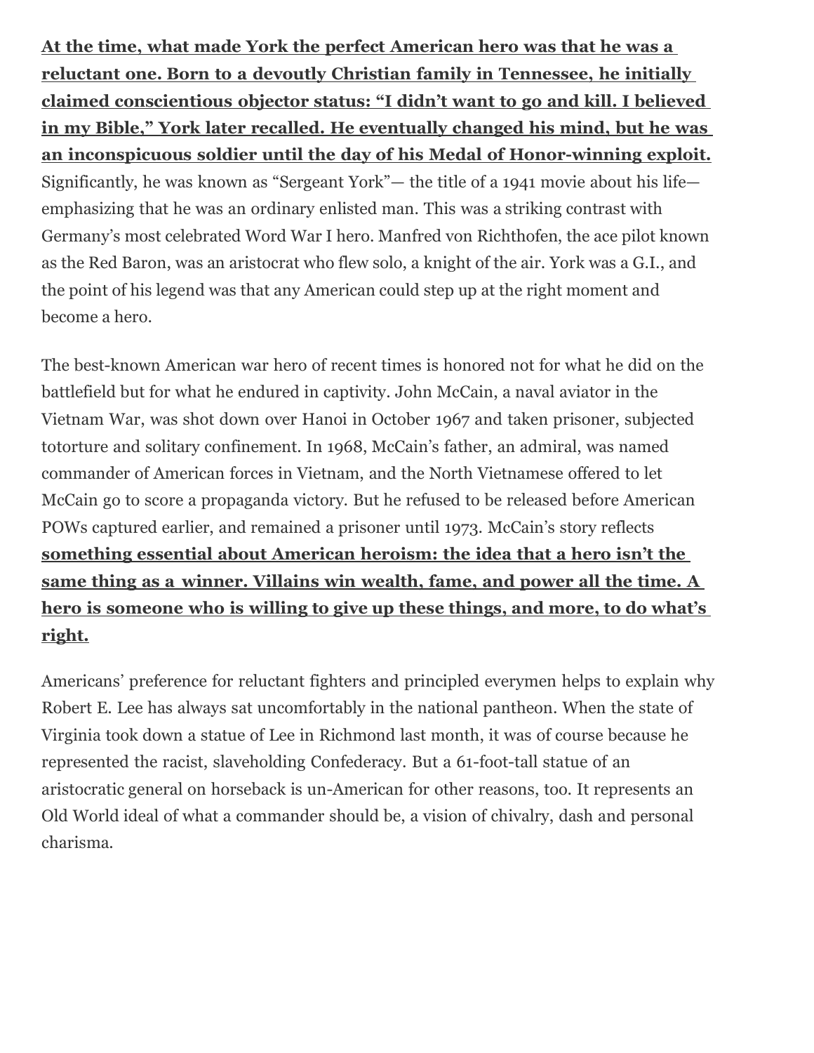**At the time, what made York the perfect American hero was that he was a reluctant one. Born to a devoutly Christian family in Tennessee, he initially claimed conscientious objector status: "I didn't want to go and kill. I believed in my Bible," York later recalled. He eventually changed his mind, but he was an inconspicuous soldier until the day of his Medal of Honor-winning exploit.** Significantly, he was known as "Sergeant York"— the title of a 1941 movie about his life— emphasizing that he was an ordinary enlisted man. This was a striking contrast with Germany's most celebrated Word War I hero. Manfred von Richthofen, the ace pilot known as the Red Baron, was an aristocrat who flew solo, a knight of the air. York was a G.I., and the point of his legend was that any American could step up at the right moment and become a hero.

The best-known American war hero of recent times is honored not for what he did on the battlefield but for what he endured in captivity. John McCain, a naval aviator in the Vietnam War, was shot down over Hanoi in October 1967 and taken prisoner, subjected totorture and solitary confinement. In 1968, McCain's father, an admiral, was named commander of American forces in Vietnam, and the North Vietnamese offered to let McCain go to score a propaganda victory. But he refused to be released before American POWs captured earlier, and remained a prisoner until 1973. McCain's story reflects **something essential about American heroism: the idea that a hero isn't the same thing as a winner. Villains win wealth, fame, and power all the time. A hero is someone who is willing to give up these things, and more, to do what's right.**

Americans' preference for reluctant fighters and principled everymen helps to explain why Robert E. Lee has always sat uncomfortably in the national pantheon. When the state of Virginia took down a statue of Lee in Richmond last month, it was of course because he represented the racist, slaveholding Confederacy. But a 61-foot-tall statue of an aristocratic general on horseback is un-American for other reasons, too. It represents an Old World ideal of what a commander should be, a vision of chivalry, dash and personal charisma.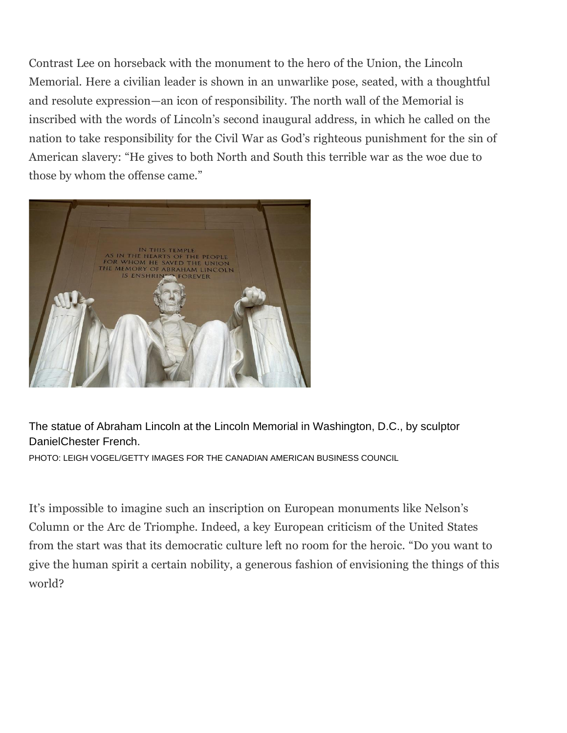Contrast Lee on horseback with the monument to the hero of the Union, the Lincoln Memorial. Here a civilian leader is shown in an unwarlike pose, seated, with a thoughtful and resolute expression—an icon of responsibility. The north wall of the Memorial is inscribed with the words of Lincoln's second inaugural address, in which he called on the nation to take responsibility for the Civil War as God's righteous punishment for the sin of American slavery: "He gives to both North and South this terrible war as the woe due to those by whom the offense came."

The statue of Abraham Lincoln at the Lincoln Memorial in Washington, D.C., by sculptor DanielChester French.

PHOTO: LEIGH VOGEL/GETTY IMAGES FOR THE CANADIAN AMERICAN BUSINESS COUNCIL

It's impossible to imagine such an inscription on European monuments like Nelson's Column or the Arc de Triomphe. Indeed, a key European criticism of the United States from the start was that its democratic culture left no room for the heroic. "Do you want to give the human spirit a certain nobility, a generous fashion of envisioning the things of this world?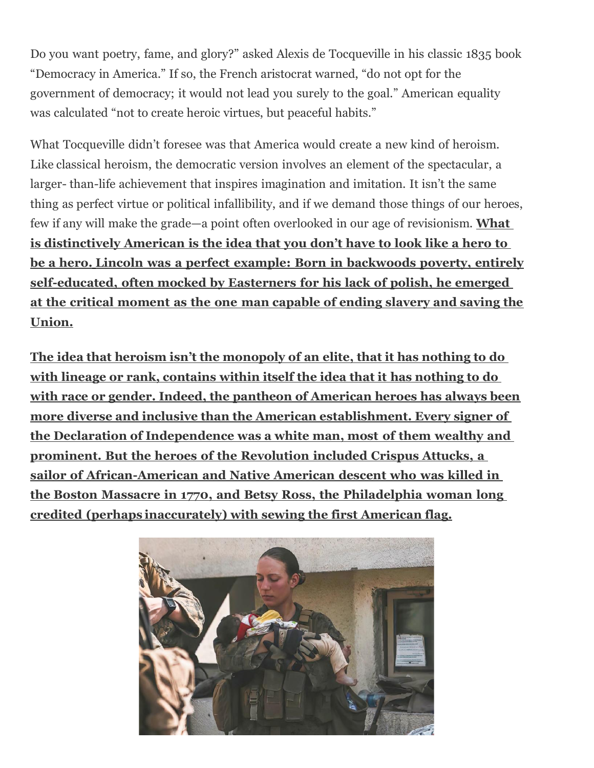Do you want poetry, fame, and glory?" asked Alexis de Tocqueville in his classic 1835 book "Democracy in America." If so, the French aristocrat warned, "do not opt for the government of democracy; it would not lead you surely to the goal." American equality was calculated "not to create heroic virtues, but peaceful habits."

What Tocqueville didn't foresee was that America would create a new kind of heroism. Like classical heroism, the democratic version involves an element of the spectacular, a larger- than-life achievement that inspires imagination and imitation. It isn't the same thing as perfect virtue or political infallibility, and if we demand those things of our heroes, few if any will make the grade—a point often overlooked in our age of revisionism. **What is distinctively American is the idea that you don't have to look like a hero to be a hero. Lincoln was a perfect example: Born in backwoods poverty, entirely self-educated, often mocked by Easterners for his lack of polish, he emerged at the critical moment as the one man capable of ending slavery and saving the Union.**

**The idea that heroism isn't the monopoly of an elite, that it has nothing to do with lineage or rank, contains within itself the idea that it has nothing to do with race or gender. Indeed, the pantheon of American heroes has always been more diverse and inclusive than the American establishment. Every signer of the Declaration of Independence was a white man, most of them wealthy and prominent. But the heroes of the Revolution included Crispus Attucks, a sailor of African-American and Native American descent who was killed in the Boston Massacre in 1770, and Betsy Ross, the Philadelphia woman long credited (perhaps inaccurately) with sewing the first American flag.**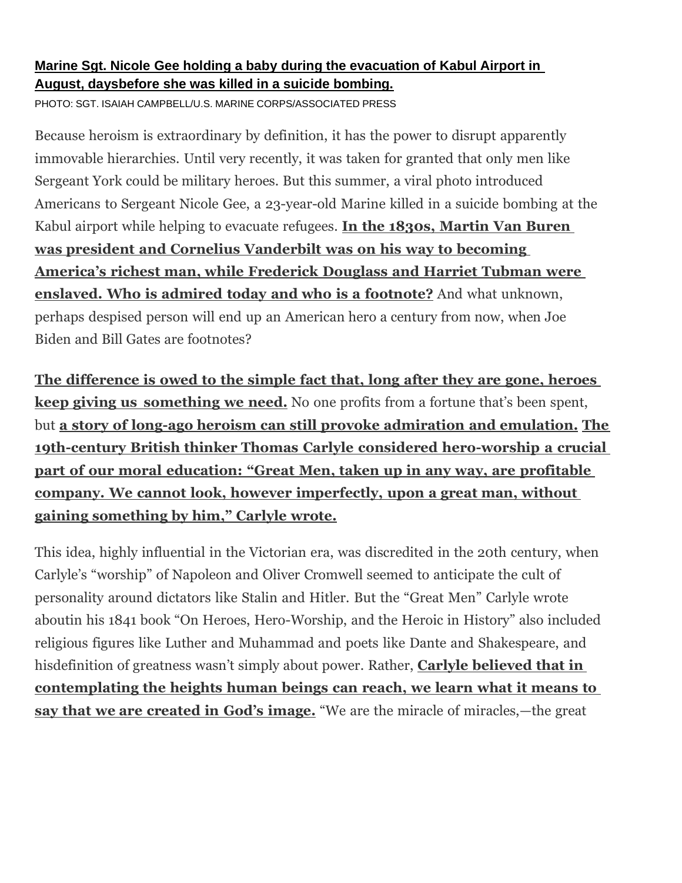**Marine Sgt. Nicole Gee holding a baby during the evacuation of Kabul Airport in August, daysbefore she was killed in a suicide bombing.**

PHOTO: SGT. ISAIAH CAMPBELL/U.S. MARINE CORPS/ASSOCIATED PRESS

Because heroism is extraordinary by definition, it has the power to disrupt apparently immovable hierarchies. Until very recently, it was taken for granted that only men like Sergeant York could be military heroes. But this summer, a viral photo introduced Americans to Sergeant Nicole Gee, a 23-year-old Marine killed in a suicide bombing at the Kabul airport while helping to evacuate refugees. **In the 1830s, Martin Van Buren was president and Cornelius Vanderbilt was on his way to becoming America's richest man, while Frederick Douglass and Harriet Tubman were enslaved. Who is admired today and who is a footnote?** And what unknown, perhaps despised person will end up an American hero a century from now, when Joe Biden and Bill Gates are footnotes?

**The difference is owed to the simple fact that, long after they are gone, heroes keep giving us something we need.** No one profits from a fortune that's been spent, but **a story of long-ago heroism can still provoke admiration and emulation.** **The 19th-century British thinker Thomas Carlyle considered hero-worship a crucial part of our moral education: "Great Men, taken up in any way, are profitable company. We cannot look, however imperfectly, upon a great man, without gaining something by him," Carlyle wrote.**

This idea, highly influential in the Victorian era, was discredited in the 20th century, when Carlyle's "worship" of Napoleon and Oliver Cromwell seemed to anticipate the cult of personality around dictators like Stalin and Hitler. But the "Great Men" Carlyle wrote aboutin his 1841 book "On Heroes, Hero-Worship, and the Heroic in History" also included religious figures like Luther and Muhammad and poets like Dante and Shakespeare, and hisdefinition of greatness wasn't simply about power. Rather, **Carlyle believed that in contemplating the heights human beings can reach, we learn what it means to say that we are created in God's image.** "We are the miracle of miracles,—the great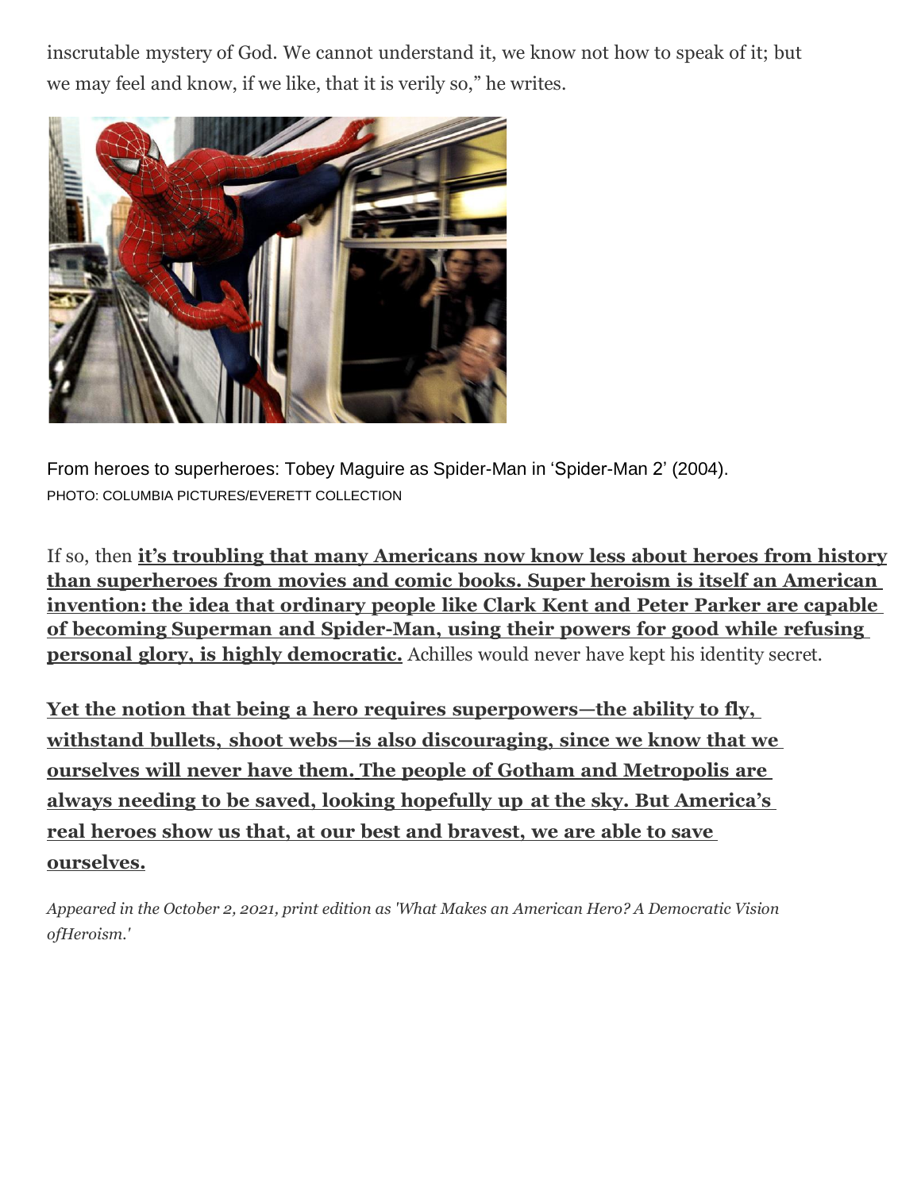inscrutable mystery of God. We cannot understand it, we know not how to speak of it; but we may feel and know, if we like, that it is verily so," he writes.

From heroes to superheroes: Tobey Maguire as Spider-Man in 'Spider-Man 2' (2004).
PHOTO: COLUMBIA PICTURES/EVERETT COLLECTION

If so, then **it's troubling that many Americans now know less about heroes from history than superheroes from movies and comic books. Super heroism is itself an American invention: the idea that ordinary people like Clark Kent and Peter Parker are capable of becoming Superman and Spider-Man, using their powers for good while refusing personal glory, is highly democratic.** Achilles would never have kept his identity secret.

**Yet the notion that being a hero requires superpowers—the ability to fly, withstand bullets, shoot webs—is also discouraging, since we know that we ourselves will never have them. The people of Gotham and Metropolis are always needing to be saved, looking hopefully up at the sky. But America's real heroes show us that, at our best and bravest, we are able to save ourselves.**

*Appeared in the October 2, 2021, print edition as 'What Makes an American Hero? A Democratic Vision ofHeroism.'*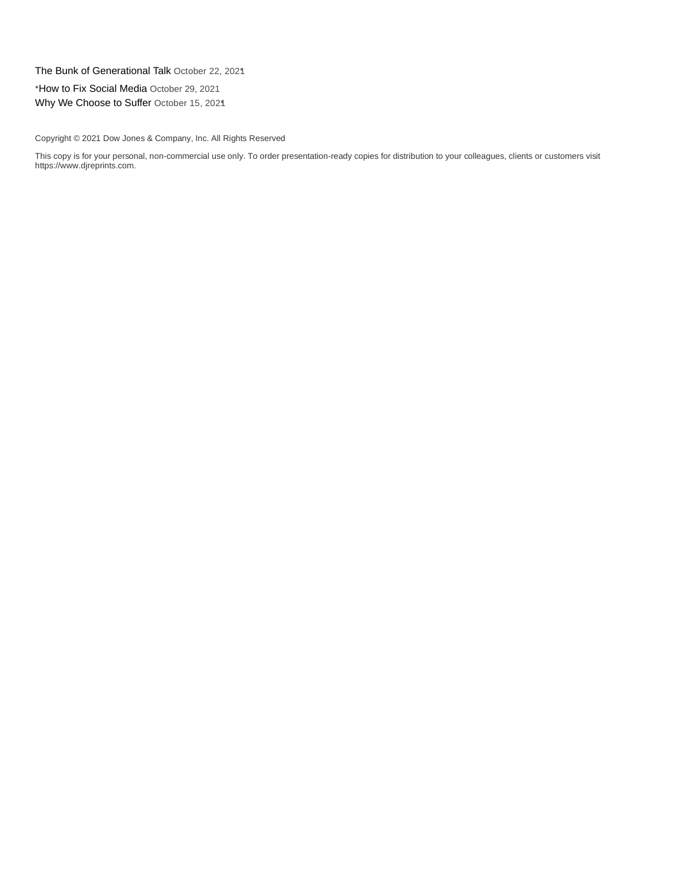The Bunk of Generational Talk October 22, 2021

- How to Fix Social Media October 29, 2021

Why We Choose to Suffer October 15, 2021

Copyright © 2021 Dow Jones & Company, Inc. All Rights Reserved

This copy is for your personal, non-commercial use only. To order presentation-ready copies for distribution to your colleagues, clients or customers visit https://www.djreprints.com.